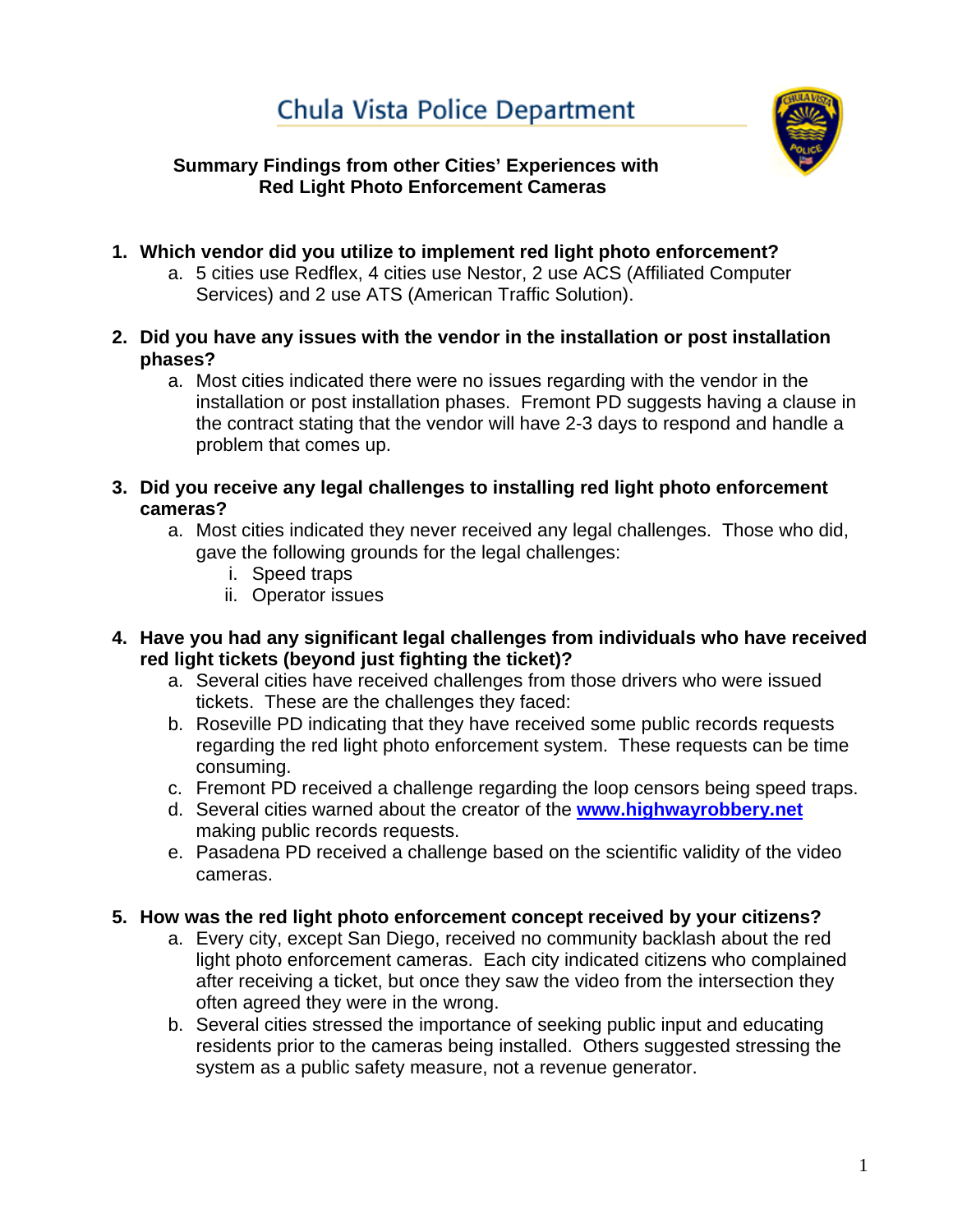# Chula Vista Police Department

## Summary Findings from other Cities' Experiences with Red Light Photo Enforcement Cameras

1. **Which vendor did you utilize to implement red light photo enforcement?**
   a. 5 cities use Redflex, 4 cities use Nestor, 2 use ACS (Affiliated Computer Services) and 2 use ATS (American Traffic Solution).

2. **Did you have any issues with the vendor in the installation or post installation phases?**
   a. Most cities indicated there were no issues regarding with the vendor in the installation or post installation phases. Fremont PD suggests having a clause in the contract stating that the vendor will have 2-3 days to respond and handle a problem that comes up.

3. **Did you receive any legal challenges to installing red light photo enforcement cameras?**
   a. Most cities indicated they never received any legal challenges. Those who did, gave the following grounds for the legal challenges:
      i. Speed traps
      ii. Operator issues

4. **Have you had any significant legal challenges from individuals who have received red light tickets (beyond just fighting the ticket)?**
   a. Several cities have received challenges from those drivers who were issued tickets. These are the challenges they faced:
   b. Roseville PD indicating that they have received some public records requests regarding the red light photo enforcement system. These requests can be time consuming.
   c. Fremont PD received a challenge regarding the loop censors being speed traps.
   d. Several cities warned about the creator of the **www.highwayrobbery.net** making public records requests.
   e. Pasadena PD received a challenge based on the scientific validity of the video cameras.

5. **How was the red light photo enforcement concept received by your citizens?**
   a. Every city, except San Diego, received no community backlash about the red light photo enforcement cameras. Each city indicated citizens who complained after receiving a ticket, but once they saw the video from the intersection they often agreed they were in the wrong.
   b. Several cities stressed the importance of seeking public input and educating residents prior to the cameras being installed. Others suggested stressing the system as a public safety measure, not a revenue generator.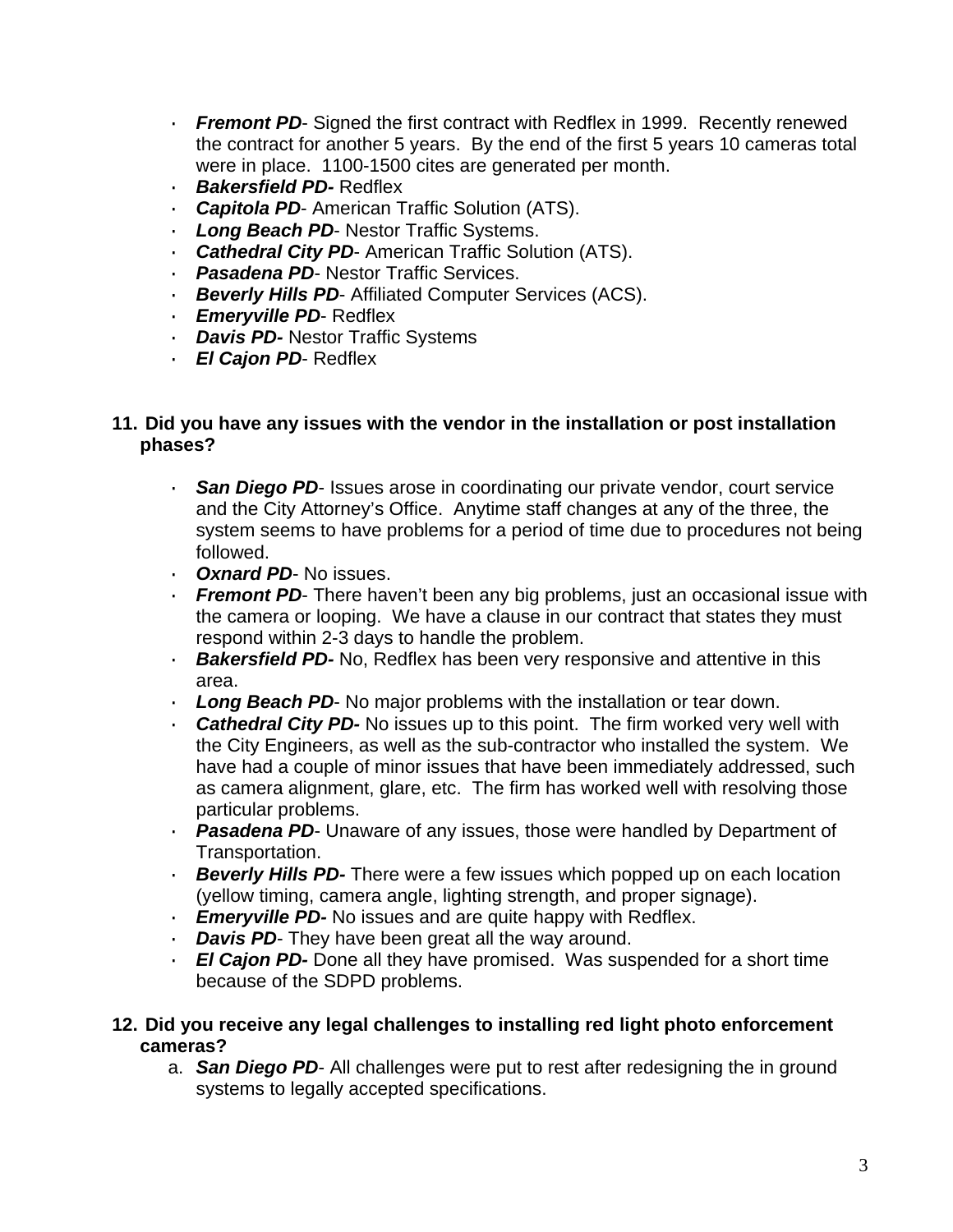- ***Fremont PD***- Signed the first contract with Redflex in 1999. Recently renewed the contract for another 5 years. By the end of the first 5 years 10 cameras total were in place. 1100-1500 cites are generated per month.
- ***Bakersfield PD-*** Redflex
- ***Capitola PD***- American Traffic Solution (ATS).
- ***Long Beach PD***- Nestor Traffic Systems.
- ***Cathedral City PD***- American Traffic Solution (ATS).
- ***Pasadena PD***- Nestor Traffic Services.
- ***Beverly Hills PD***- Affiliated Computer Services (ACS).
- ***Emeryville PD***- Redflex
- ***Davis PD-*** Nestor Traffic Systems
- ***El Cajon PD***- Redflex

**11. Did you have any issues with the vendor in the installation or post installation phases?**

- ***San Diego PD***- Issues arose in coordinating our private vendor, court service and the City Attorney's Office. Anytime staff changes at any of the three, the system seems to have problems for a period of time due to procedures not being followed.
- ***Oxnard PD***- No issues.
- ***Fremont PD***- There haven't been any big problems, just an occasional issue with the camera or looping. We have a clause in our contract that states they must respond within 2-3 days to handle the problem.
- ***Bakersfield PD-*** No, Redflex has been very responsive and attentive in this area.
- ***Long Beach PD***- No major problems with the installation or tear down.
- ***Cathedral City PD-*** No issues up to this point. The firm worked very well with the City Engineers, as well as the sub-contractor who installed the system. We have had a couple of minor issues that have been immediately addressed, such as camera alignment, glare, etc. The firm has worked well with resolving those particular problems.
- ***Pasadena PD***- Unaware of any issues, those were handled by Department of Transportation.
- ***Beverly Hills PD-*** There were a few issues which popped up on each location (yellow timing, camera angle, lighting strength, and proper signage).
- ***Emeryville PD-*** No issues and are quite happy with Redflex.
- ***Davis PD***- They have been great all the way around.
- ***El Cajon PD-*** Done all they have promised. Was suspended for a short time because of the SDPD problems.

**12. Did you receive any legal challenges to installing red light photo enforcement cameras?**

a. ***San Diego PD***- All challenges were put to rest after redesigning the in ground systems to legally accepted specifications.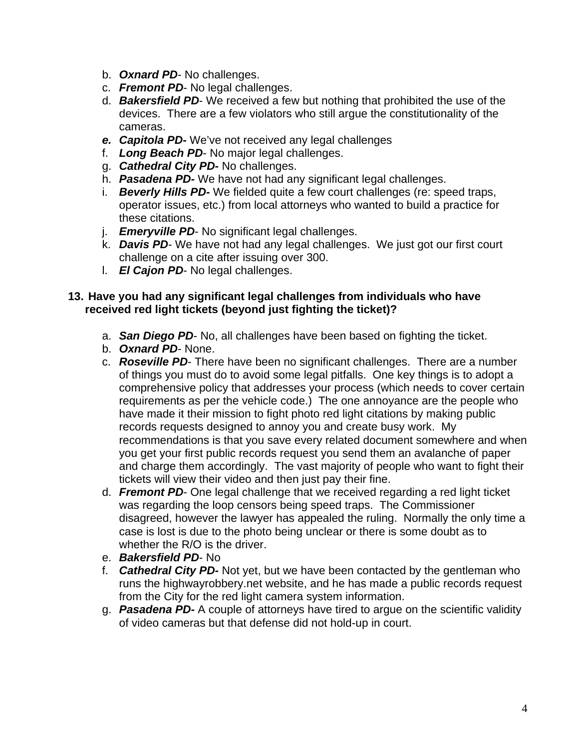b. ***Oxnard PD***- No challenges.
c. ***Fremont PD***- No legal challenges.
d. ***Bakersfield PD***- We received a few but nothing that prohibited the use of the devices. There are a few violators who still argue the constitutionality of the cameras.
e. ***Capitola PD-*** We've not received any legal challenges
f. ***Long Beach PD***- No major legal challenges.
g. ***Cathedral City PD-*** No challenges.
h. ***Pasadena PD-*** We have not had any significant legal challenges.
i. ***Beverly Hills PD-*** We fielded quite a few court challenges (re: speed traps, operator issues, etc.) from local attorneys who wanted to build a practice for these citations.
j. ***Emeryville PD***- No significant legal challenges.
k. ***Davis PD***- We have not had any legal challenges. We just got our first court challenge on a cite after issuing over 300.
l. ***El Cajon PD***- No legal challenges.

**13. Have you had any significant legal challenges from individuals who have received red light tickets (beyond just fighting the ticket)?**

a. ***San Diego PD***- No, all challenges have been based on fighting the ticket.
b. ***Oxnard PD***- None.
c. ***Roseville PD***- There have been no significant challenges. There are a number of things you must do to avoid some legal pitfalls. One key things is to adopt a comprehensive policy that addresses your process (which needs to cover certain requirements as per the vehicle code.) The one annoyance are the people who have made it their mission to fight photo red light citations by making public records requests designed to annoy you and create busy work. My recommendations is that you save every related document somewhere and when you get your first public records request you send them an avalanche of paper and charge them accordingly. The vast majority of people who want to fight their tickets will view their video and then just pay their fine.
d. ***Fremont PD***- One legal challenge that we received regarding a red light ticket was regarding the loop censors being speed traps. The Commissioner disagreed, however the lawyer has appealed the ruling. Normally the only time a case is lost is due to the photo being unclear or there is some doubt as to whether the R/O is the driver.
e. ***Bakersfield PD***- No
f. ***Cathedral City PD-*** Not yet, but we have been contacted by the gentleman who runs the highwayrobbery.net website, and he has made a public records request from the City for the red light camera system information.
g. ***Pasadena PD-*** A couple of attorneys have tired to argue on the scientific validity of video cameras but that defense did not hold-up in court.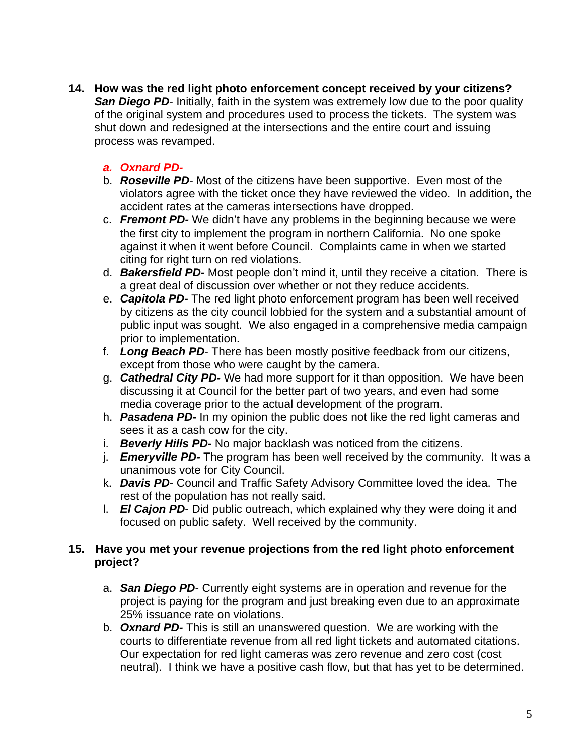**14. How was the red light photo enforcement concept received by your citizens?**
***San Diego PD***- Initially, faith in the system was extremely low due to the poor quality of the original system and procedures used to process the tickets. The system was shut down and redesigned at the intersections and the entire court and issuing process was revamped.

a. ***Oxnard PD-***
b. ***Roseville PD***- Most of the citizens have been supportive. Even most of the violators agree with the ticket once they have reviewed the video. In addition, the accident rates at the cameras intersections have dropped.
c. ***Fremont PD-*** We didn't have any problems in the beginning because we were the first city to implement the program in northern California. No one spoke against it when it went before Council. Complaints came in when we started citing for right turn on red violations.
d. ***Bakersfield PD-*** Most people don't mind it, until they receive a citation. There is a great deal of discussion over whether or not they reduce accidents.
e. ***Capitola PD-*** The red light photo enforcement program has been well received by citizens as the city council lobbied for the system and a substantial amount of public input was sought. We also engaged in a comprehensive media campaign prior to implementation.
f. ***Long Beach PD***- There has been mostly positive feedback from our citizens, except from those who were caught by the camera.
g. ***Cathedral City PD-*** We had more support for it than opposition. We have been discussing it at Council for the better part of two years, and even had some media coverage prior to the actual development of the program.
h. ***Pasadena PD-*** In my opinion the public does not like the red light cameras and sees it as a cash cow for the city.
i. ***Beverly Hills PD-*** No major backlash was noticed from the citizens.
j. ***Emeryville PD-*** The program has been well received by the community. It was a unanimous vote for City Council.
k. ***Davis PD***- Council and Traffic Safety Advisory Committee loved the idea. The rest of the population has not really said.
l. ***El Cajon PD***- Did public outreach, which explained why they were doing it and focused on public safety. Well received by the community.

**15. Have you met your revenue projections from the red light photo enforcement project?**

a. ***San Diego PD***- Currently eight systems are in operation and revenue for the project is paying for the program and just breaking even due to an approximate 25% issuance rate on violations.
b. ***Oxnard PD-*** This is still an unanswered question. We are working with the courts to differentiate revenue from all red light tickets and automated citations. Our expectation for red light cameras was zero revenue and zero cost (cost neutral). I think we have a positive cash flow, but that has yet to be determined.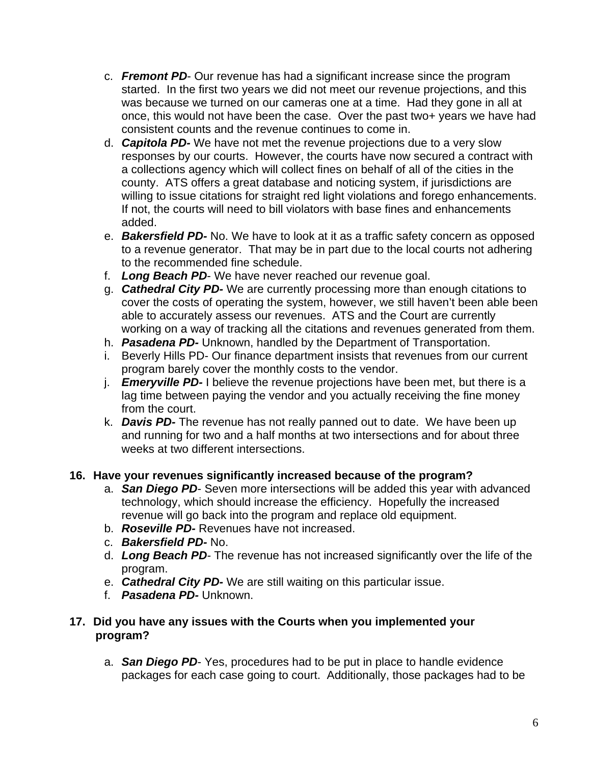c. ***Fremont PD***- Our revenue has had a significant increase since the program started. In the first two years we did not meet our revenue projections, and this was because we turned on our cameras one at a time. Had they gone in all at once, this would not have been the case. Over the past two+ years we have had consistent counts and the revenue continues to come in.
d. ***Capitola PD-*** We have not met the revenue projections due to a very slow responses by our courts. However, the courts have now secured a contract with a collections agency which will collect fines on behalf of all of the cities in the county. ATS offers a great database and noticing system, if jurisdictions are willing to issue citations for straight red light violations and forego enhancements. If not, the courts will need to bill violators with base fines and enhancements added.
e. ***Bakersfield PD-*** No. We have to look at it as a traffic safety concern as opposed to a revenue generator. That may be in part due to the local courts not adhering to the recommended fine schedule.
f. ***Long Beach PD***- We have never reached our revenue goal.
g. ***Cathedral City PD-*** We are currently processing more than enough citations to cover the costs of operating the system, however, we still haven't been able been able to accurately assess our revenues. ATS and the Court are currently working on a way of tracking all the citations and revenues generated from them.
h. ***Pasadena PD-*** Unknown, handled by the Department of Transportation.
i. Beverly Hills PD- Our finance department insists that revenues from our current program barely cover the monthly costs to the vendor.
j. ***Emeryville PD-*** I believe the revenue projections have been met, but there is a lag time between paying the vendor and you actually receiving the fine money from the court.
k. ***Davis PD-*** The revenue has not really panned out to date. We have been up and running for two and a half months at two intersections and for about three weeks at two different intersections.

**16. Have your revenues significantly increased because of the program?**

a. ***San Diego PD***- Seven more intersections will be added this year with advanced technology, which should increase the efficiency. Hopefully the increased revenue will go back into the program and replace old equipment.
b. ***Roseville PD-*** Revenues have not increased.
c. ***Bakersfield PD-*** No.
d. ***Long Beach PD***- The revenue has not increased significantly over the life of the program.
e. ***Cathedral City PD-*** We are still waiting on this particular issue.
f. ***Pasadena PD-*** Unknown.

**17. Did you have any issues with the Courts when you implemented your program?**

a. ***San Diego PD***- Yes, procedures had to be put in place to handle evidence packages for each case going to court. Additionally, those packages had to be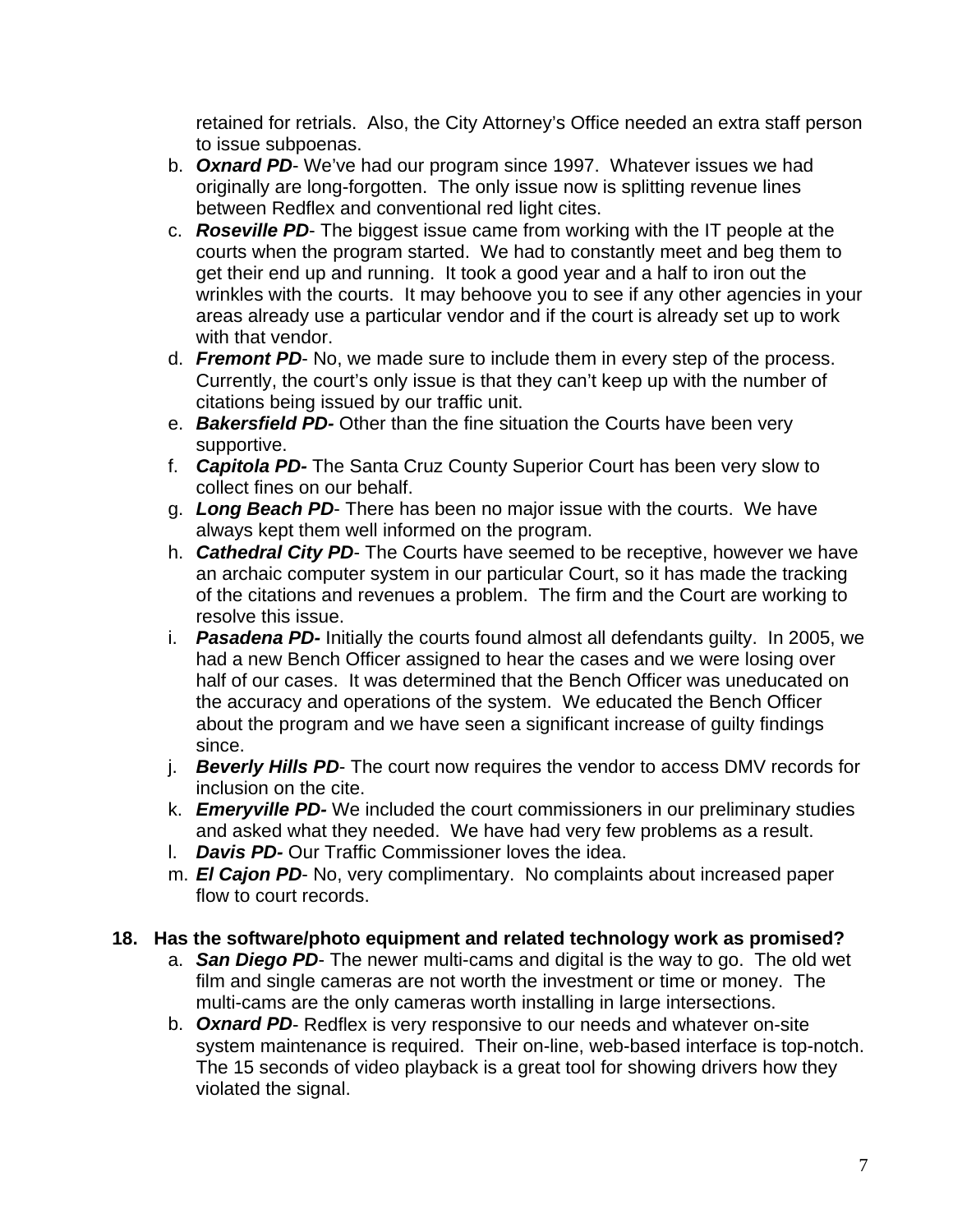retained for retrials. Also, the City Attorney's Office needed an extra staff person to issue subpoenas.

b. ***Oxnard PD***- We've had our program since 1997. Whatever issues we had originally are long-forgotten. The only issue now is splitting revenue lines between Redflex and conventional red light cites.

c. ***Roseville PD***- The biggest issue came from working with the IT people at the courts when the program started. We had to constantly meet and beg them to get their end up and running. It took a good year and a half to iron out the wrinkles with the courts. It may behoove you to see if any other agencies in your areas already use a particular vendor and if the court is already set up to work with that vendor.

d. ***Fremont PD***- No, we made sure to include them in every step of the process. Currently, the court's only issue is that they can't keep up with the number of citations being issued by our traffic unit.

e. ***Bakersfield PD-*** Other than the fine situation the Courts have been very supportive.

f. ***Capitola PD-*** The Santa Cruz County Superior Court has been very slow to collect fines on our behalf.

g. ***Long Beach PD***- There has been no major issue with the courts. We have always kept them well informed on the program.

h. ***Cathedral City PD***- The Courts have seemed to be receptive, however we have an archaic computer system in our particular Court, so it has made the tracking of the citations and revenues a problem. The firm and the Court are working to resolve this issue.

i. ***Pasadena PD-*** Initially the courts found almost all defendants guilty. In 2005, we had a new Bench Officer assigned to hear the cases and we were losing over half of our cases. It was determined that the Bench Officer was uneducated on the accuracy and operations of the system. We educated the Bench Officer about the program and we have seen a significant increase of guilty findings since.

j. ***Beverly Hills PD***- The court now requires the vendor to access DMV records for inclusion on the cite.

k. ***Emeryville PD-*** We included the court commissioners in our preliminary studies and asked what they needed. We have had very few problems as a result.

l. ***Davis PD-*** Our Traffic Commissioner loves the idea.

m. ***El Cajon PD***- No, very complimentary. No complaints about increased paper flow to court records.

**18. Has the software/photo equipment and related technology work as promised?**

a. ***San Diego PD***- The newer multi-cams and digital is the way to go. The old wet film and single cameras are not worth the investment or time or money. The multi-cams are the only cameras worth installing in large intersections.

b. ***Oxnard PD***- Redflex is very responsive to our needs and whatever on-site system maintenance is required. Their on-line, web-based interface is top-notch. The 15 seconds of video playback is a great tool for showing drivers how they violated the signal.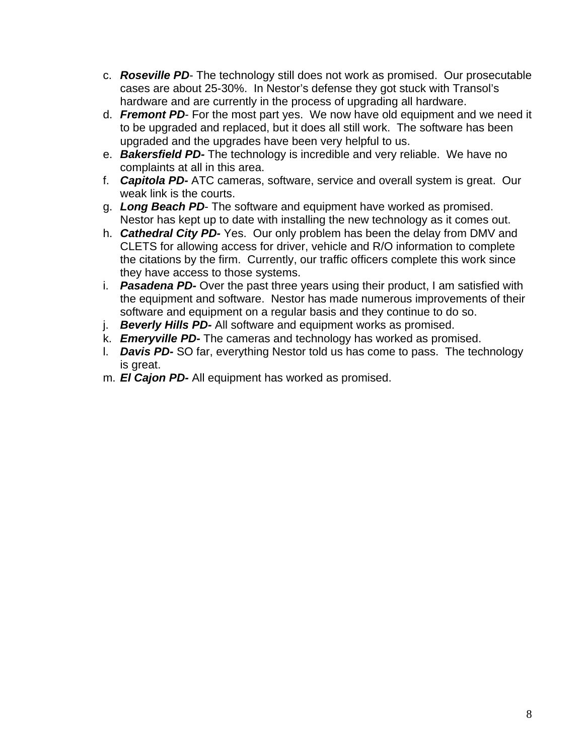c. ***Roseville PD***- The technology still does not work as promised. Our prosecutable cases are about 25-30%. In Nestor's defense they got stuck with Transol's hardware and are currently in the process of upgrading all hardware.
d. ***Fremont PD***- For the most part yes. We now have old equipment and we need it to be upgraded and replaced, but it does all still work. The software has been upgraded and the upgrades have been very helpful to us.
e. ***Bakersfield PD-*** The technology is incredible and very reliable. We have no complaints at all in this area.
f. ***Capitola PD-*** ATC cameras, software, service and overall system is great. Our weak link is the courts.
g. ***Long Beach PD***- The software and equipment have worked as promised. Nestor has kept up to date with installing the new technology as it comes out.
h. ***Cathedral City PD-*** Yes. Our only problem has been the delay from DMV and CLETS for allowing access for driver, vehicle and R/O information to complete the citations by the firm. Currently, our traffic officers complete this work since they have access to those systems.
i. ***Pasadena PD-*** Over the past three years using their product, I am satisfied with the equipment and software. Nestor has made numerous improvements of their software and equipment on a regular basis and they continue to do so.
j. ***Beverly Hills PD-*** All software and equipment works as promised.
k. ***Emeryville PD-*** The cameras and technology has worked as promised.
l. ***Davis PD-*** SO far, everything Nestor told us has come to pass. The technology is great.
m. ***El Cajon PD-*** All equipment has worked as promised.